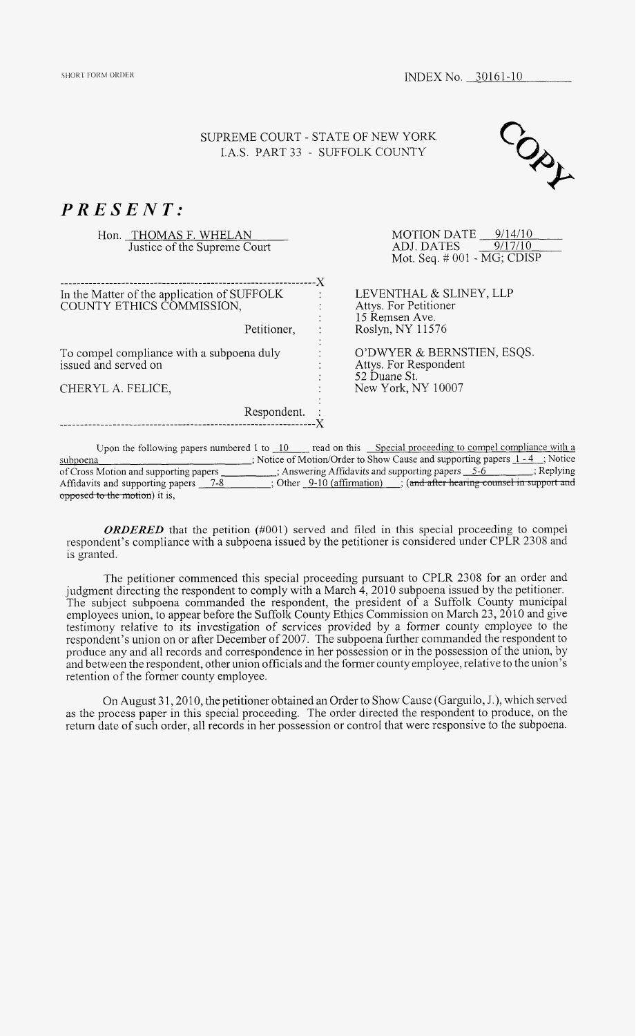SHORT FORM ORDER

INDEX No. 30161-10

SUPREME COURT - STATE OF NEW YORK
I.A.S. PART 33 - SUFFOLK COUNTY

COPY

***PRESENT:***

Hon. THOMAS F. WHELAN
Justice of the Supreme Court

MOTION DATE 9/14/10
ADJ. DATES 9/17/10
Mot. Seq. # 001 - MG; CDISP

---

In the Matter of the application of SUFFOLK COUNTY ETHICS COMMISSION,

Petitioner,

To compel compliance with a subpoena duly issued and served on

CHERYL A. FELICE,

Respondent.

---

LEVENTHAL & SLINEY, LLP
Attys. For Petitioner
15 Remsen Ave.
Roslyn, NY 11576

O'DWYER & BERNSTIEN, ESQS.
Attys. For Respondent
52 Duane St.
New York, NY 10007

Upon the following papers numbered 1 to 10 read on this Special proceeding to compel compliance with a subpoena ; Notice of Motion/Order to Show Cause and supporting papers 1 - 4 ; Notice of Cross Motion and supporting papers \_\_\_\_\_ ; Answering Affidavits and supporting papers 5-6 ; Replying Affidavits and supporting papers 7-8 ; Other 9-10 (affirmation) ; ~~(and after hearing counsel in support and opposed to the motion)~~ it is,

***ORDERED*** that the petition (#001) served and filed in this special proceeding to compel respondent's compliance with a subpoena issued by the petitioner is considered under CPLR 2308 and is granted.

The petitioner commenced this special proceeding pursuant to CPLR 2308 for an order and judgment directing the respondent to comply with a March 4, 2010 subpoena issued by the petitioner. The subject subpoena commanded the respondent, the president of a Suffolk County municipal employees union, to appear before the Suffolk County Ethics Commission on March 23, 2010 and give testimony relative to its investigation of services provided by a former county employee to the respondent's union on or after December of 2007. The subpoena further commanded the respondent to produce any and all records and correspondence in her possession or in the possession of the union, by and between the respondent, other union officials and the former county employee, relative to the union's retention of the former county employee.

On August 31, 2010, the petitioner obtained an Order to Show Cause (Garguilo, J.), which served as the process paper in this special proceeding. The order directed the respondent to produce, on the return date of such order, all records in her possession or control that were responsive to the subpoena.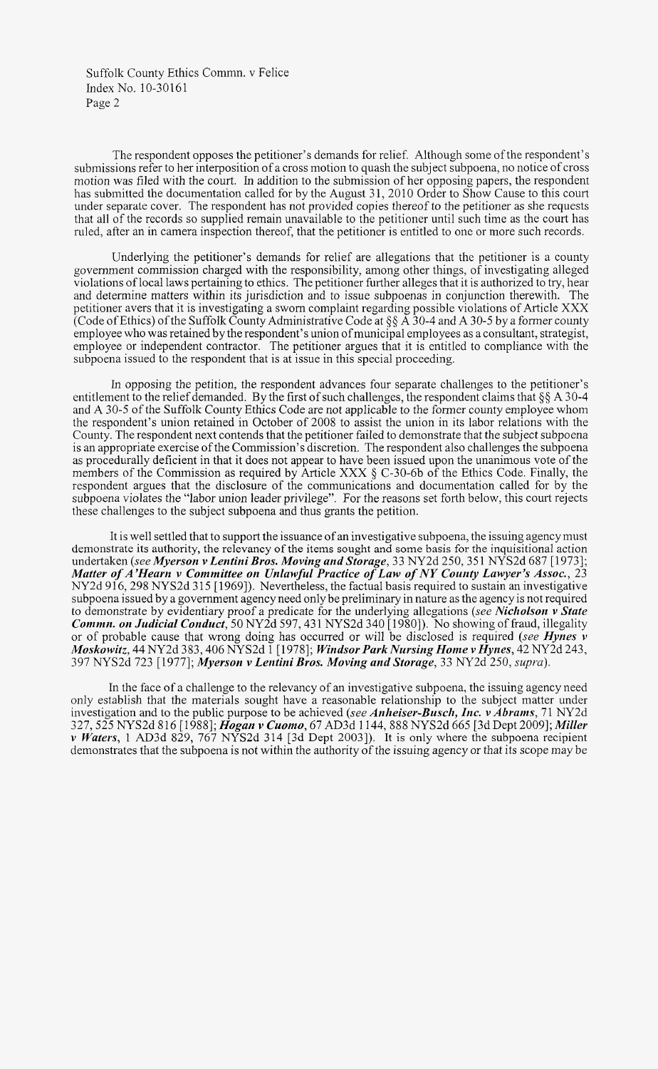The respondent opposes the petitioner's demands for relief. Although some of the respondent's submissions refer to her interposition of a cross motion to quash the subject subpoena, no notice of cross motion was filed with the court. In addition to the submission of her opposing papers, the respondent has submitted the documentation called for by the August 31, 2010 Order to Show Cause to this court under separate cover. The respondent has not provided copies thereof to the petitioner as she requests that all of the records so supplied remain unavailable to the petitioner until such time as the court has ruled, after an in camera inspection thereof, that the petitioner is entitled to one or more such records.

Underlying the petitioner's demands for relief are allegations that the petitioner is a county government commission charged with the responsibility, among other things, of investigating alleged violations of local laws pertaining to ethics. The petitioner further alleges that it is authorized to try, hear and determine matters within its jurisdiction and to issue subpoenas in conjunction therewith. The petitioner avers that it is investigating a sworn complaint regarding possible violations of Article XXX (Code of Ethics) of the Suffolk County Administrative Code at §§ A 30-4 and A 30-5 by a former county employee who was retained by the respondent's union of municipal employees as a consultant, strategist, employee or independent contractor. The petitioner argues that it is entitled to compliance with the subpoena issued to the respondent that is at issue in this special proceeding.

In opposing the petition, the respondent advances four separate challenges to the petitioner's entitlement to the relief demanded. By the first of such challenges, the respondent claims that §§ A 30-4 and A 30-5 of the Suffolk County Ethics Code are not applicable to the former county employee whom the respondent's union retained in October of 2008 to assist the union in its labor relations with the County. The respondent next contends that the petitioner failed to demonstrate that the subject subpoena is an appropriate exercise of the Commission's discretion. The respondent also challenges the subpoena as procedurally deficient in that it does not appear to have been issued upon the unanimous vote of the members of the Commission as required by Article XXX § C-30-6b of the Ethics Code. Finally, the respondent argues that the disclosure of the communications and documentation called for by the subpoena violates the "labor union leader privilege". For the reasons set forth below, this court rejects these challenges to the subject subpoena and thus grants the petition.

It is well settled that to support the issuance of an investigative subpoena, the issuing agency must demonstrate its authority, the relevancy of the items sought and some basis for the inquisitional action undertaken (*see* ***Myerson v Lentini Bros. Moving and Storage***, 33 NY2d 250, 351 NYS2d 687 [1973]; ***Matter of A'Hearn v Committee on Unlawful Practice of Law of NY County Lawyer's Assoc.***, 23 NY2d 916, 298 NYS2d 315 [1969]). Nevertheless, the factual basis required to sustain an investigative subpoena issued by a government agency need only be preliminary in nature as the agency is not required to demonstrate by evidentiary proof a predicate for the underlying allegations (*see* ***Nicholson v State Commn. on Judicial Conduct***, 50 NY2d 597, 431 NYS2d 340 [1980]). No showing of fraud, illegality or of probable cause that wrong doing has occurred or will be disclosed is required (*see* ***Hynes v Moskowitz***, 44 NY2d 383, 406 NYS2d 1 [1978]; ***Windsor Park Nursing Home v Hynes***, 42 NY2d 243, 397 NYS2d 723 [1977]; ***Myerson v Lentini Bros. Moving and Storage***, 33 NY2d 250, *supra*).

In the face of a challenge to the relevancy of an investigative subpoena, the issuing agency need only establish that the materials sought have a reasonable relationship to the subject matter under investigation and to the public purpose to be achieved (*see* ***Anheiser-Busch, Inc. v Abrams***, 71 NY2d 327, 525 NYS2d 816 [1988]; ***Hogan v Cuomo***, 67 AD3d 1144, 888 NYS2d 665 [3d Dept 2009]; ***Miller v Waters***, 1 AD3d 829, 767 NYS2d 314 [3d Dept 2003]). It is only where the subpoena recipient demonstrates that the subpoena is not within the authority of the issuing agency or that its scope may be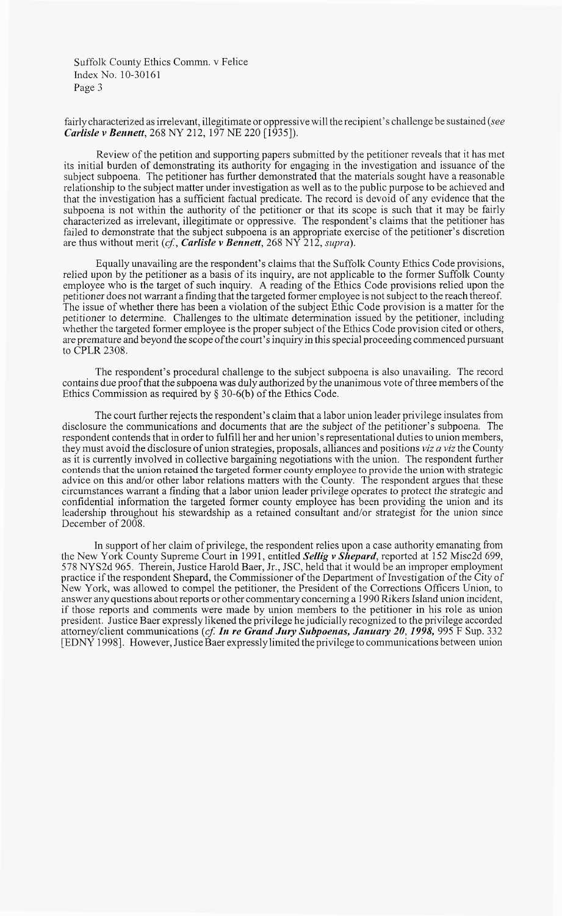fairly characterized as irrelevant, illegitimate or oppressive will the recipient's challenge be sustained (*see **Carlisle v Bennett***, 268 NY 212, 197 NE 220 [1935]).

Review of the petition and supporting papers submitted by the petitioner reveals that it has met its initial burden of demonstrating its authority for engaging in the investigation and issuance of the subject subpoena. The petitioner has further demonstrated that the materials sought have a reasonable relationship to the subject matter under investigation as well as to the public purpose to be achieved and that the investigation has a sufficient factual predicate. The record is devoid of any evidence that the subpoena is not within the authority of the petitioner or that its scope is such that it may be fairly characterized as irrelevant, illegitimate or oppressive. The respondent's claims that the petitioner has failed to demonstrate that the subject subpoena is an appropriate exercise of the petitioner's discretion are thus without merit (*cf.*, ***Carlisle v Bennett***, 268 NY 212, *supra*).

Equally unavailing are the respondent's claims that the Suffolk County Ethics Code provisions, relied upon by the petitioner as a basis of its inquiry, are not applicable to the former Suffolk County employee who is the target of such inquiry. A reading of the Ethics Code provisions relied upon the petitioner does not warrant a finding that the targeted former employee is not subject to the reach thereof. The issue of whether there has been a violation of the subject Ethic Code provision is a matter for the petitioner to determine. Challenges to the ultimate determination issued by the petitioner, including whether the targeted former employee is the proper subject of the Ethics Code provision cited or others, are premature and beyond the scope of the court's inquiry in this special proceeding commenced pursuant to CPLR 2308.

The respondent's procedural challenge to the subject subpoena is also unavailing. The record contains due proof that the subpoena was duly authorized by the unanimous vote of three members of the Ethics Commission as required by § 30-6(b) of the Ethics Code.

The court further rejects the respondent's claim that a labor union leader privilege insulates from disclosure the communications and documents that are the subject of the petitioner's subpoena. The respondent contends that in order to fulfill her and her union's representational duties to union members, they must avoid the disclosure of union strategies, proposals, alliances and positions *viz a viz* the County as it is currently involved in collective bargaining negotiations with the union. The respondent further contends that the union retained the targeted former county employee to provide the union with strategic advice on this and/or other labor relations matters with the County. The respondent argues that these circumstances warrant a finding that a labor union leader privilege operates to protect the strategic and confidential information the targeted former county employee has been providing the union and its leadership throughout his stewardship as a retained consultant and/or strategist for the union since December of 2008.

In support of her claim of privilege, the respondent relies upon a case authority emanating from the New York County Supreme Court in 1991, entitled ***Sellig v Shepard***, reported at 152 Misc2d 699, 578 NYS2d 965. Therein, Justice Harold Baer, Jr., JSC, held that it would be an improper employment practice if the respondent Shepard, the Commissioner of the Department of Investigation of the City of New York, was allowed to compel the petitioner, the President of the Corrections Officers Union, to answer any questions about reports or other commentary concerning a 1990 Rikers Island union incident, if those reports and comments were made by union members to the petitioner in his role as union president. Justice Baer expressly likened the privilege he judicially recognized to the privilege accorded attorney/client communications (*cf.* ***In re Grand Jury Subpoenas, January 20, 1998,*** 995 F Sup. 332 [EDNY 1998]. However, Justice Baer expressly limited the privilege to communications between union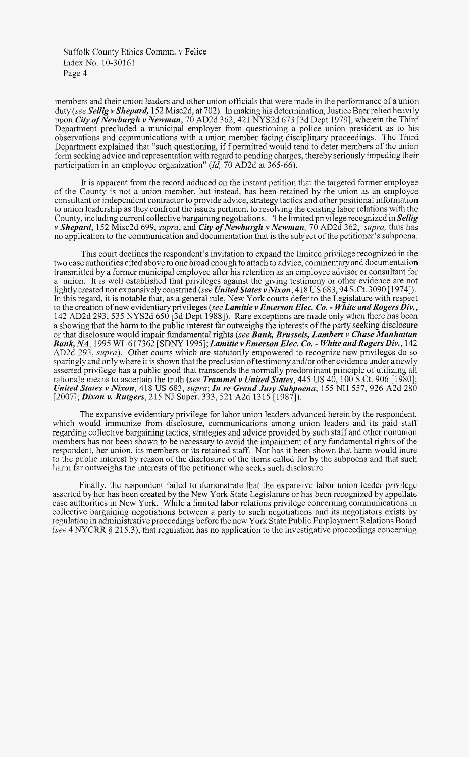members and their union leaders and other union officials that were made in the performance of a union duty (*see* ***Sellig v Shepard,*** 152 Misc2d, at 702). In making his determination, Justice Baer relied heavily upon ***City of Newburgh v Newman***, 70 AD2d 362, 421 NYS2d 673 [3d Dept 1979], wherein the Third Department precluded a municipal employer from questioning a police union president as to his observations and communications with a union member facing disciplinary proceedings. The Third Department explained that "such questioning, if f permitted would tend to deter members of the union form seeking advice and representation with regard to pending charges, thereby seriously impeding their participation in an employee organization" (*Id,* 70 AD2d at 365-66).

It is apparent from the record adduced on the instant petition that the targeted former employee of the County is not a union member, but instead, has been retained by the union as an employee consultant or independent contractor to provide advice, strategy tactics and other positional information to union leadership as they confront the issues pertinent to resolving the existing labor relations with the County, including current collective bargaining negotiations. The limited privilege recognized in ***Sellig v Shepard***, 152 Misc2d 699, *supra*, and ***City of Newburgh v Newman,*** 70 AD2d 362, *supra,* thus has no application to the communication and documentation that is the subject of the petitioner's subpoena.

This court declines the respondent's invitation to expand the limited privilege recognized in the two case authorities cited above to one broad enough to attach to advice, commentary and documentation transmitted by a former municipal employee after his retention as an employee advisor or consultant for a union. It is well established that privileges against the giving testimony or other evidence are not lightly created nor expansively construed (*see* ***United States v Nixon***, 418 US 683, 94 S.Ct. 3090 [1974]). In this regard, it is notable that, as a general rule, New York courts defer to the Legislature with respect to the creation of new evidentiary privileges (*see* ***Lamitie v Emerson Elec. Co. - White and Rogers Div.***, 142 AD2d 293, 535 NYS2d 650 [3d Dept 1988]). Rare exceptions are made only when there has been a showing that the harm to the public interest far outweighs the interests of the party seeking disclosure or that disclosure would impair fundamental rights (*see* ***Bank, Brussels, Lambert v Chase Manhattan Bank, NA***, 1995 WL 617362 [SDNY 1995]; ***Lamitie v Emerson Elec. Co. - White and Rogers Div.***, 142 AD2d 293, *supra*). Other courts which are statutorily empowered to recognize new privileges do so sparingly and only where it is shown that the preclusion of testimony and/or other evidence under a newly asserted privilege has a public good that transcends the normally predominant principle of utilizing all rationale means to ascertain the truth (*see* ***Trammel v United States***, 445 US 40, 100 S.Ct. 906 [1980]; ***United States v Nixon***, 418 US 683, *supra*; ***In re Grand Jury Subpoena***, 155 NH 557, 926 A2d 280 [2007]; ***Dixon v. Rutgers***, 215 NJ Super. 333, 521 A2d 1315 [1987]).

The expansive evidentiary privilege for labor union leaders advanced herein by the respondent, which would immunize from disclosure, communications among union leaders and its paid staff regarding collective bargaining tactics, strategies and advice provided by such staff and other nonunion members has not been shown to be necessary to avoid the impairment of any fundamental rights of the respondent, her union, its members or its retained staff. Nor has it been shown that harm would inure to the public interest by reason of the disclosure of the items called for by the subpoena and that such harm far outweighs the interests of the petitioner who seeks such disclosure.

Finally, the respondent failed to demonstrate that the expansive labor union leader privilege asserted by her has been created by the New York State Legislature or has been recognized by appellate case authorities in New York. While a limited labor relations privilege concerning communications in collective bargaining negotiations between a party to such negotiations and its negotiators exists by regulation in administrative proceedings before the new York State Public Employment Relations Board (*see* 4 NYCRR § 215.3), that regulation has no application to the investigative proceedings concerning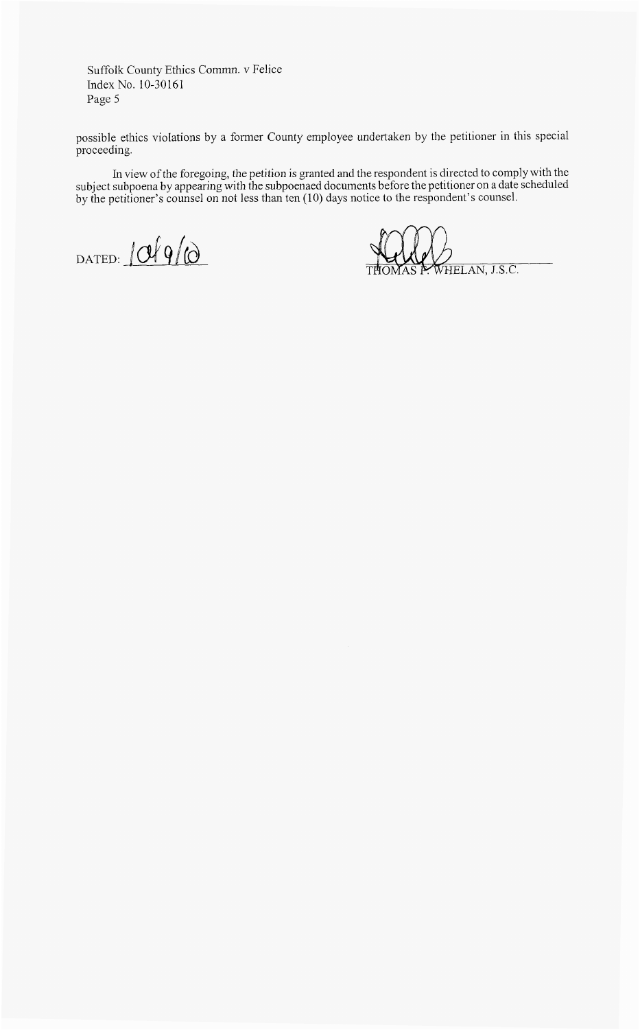possible ethics violations by a former County employee undertaken by the petitioner in this special proceeding.

In view of the foregoing, the petition is granted and the respondent is directed to comply with the subject subpoena by appearing with the subpoenaed documents before the petitioner on a date scheduled by the petitioner's counsel on not less than ten (10) days notice to the respondent's counsel.

DATED: 10/9/10

THOMAS F. WHELAN, J.S.C.